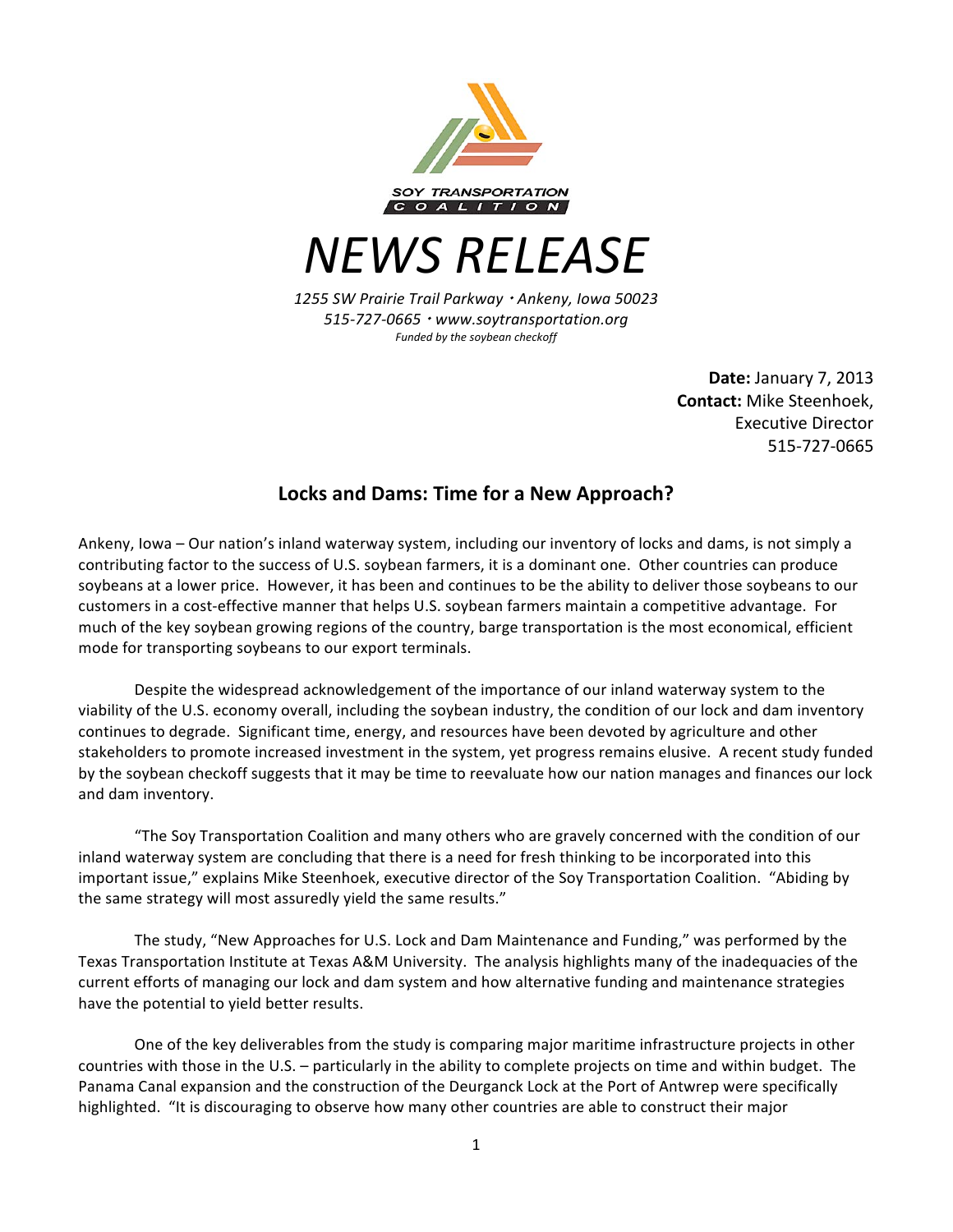SOY TRANSPORTATION COALITION

# NEWS RELEASE

*1255 SW Prairie Trail Parkway · Ankeny, Iowa 50023*
*515-727-0665 · www.soytransportation.org*
*Funded by the soybean checkoff*

**Date:** January 7, 2013
**Contact:** Mike Steenhoek, Executive Director
515-727-0665

## Locks and Dams: Time for a New Approach?

Ankeny, Iowa – Our nation's inland waterway system, including our inventory of locks and dams, is not simply a contributing factor to the success of U.S. soybean farmers, it is a dominant one. Other countries can produce soybeans at a lower price. However, it has been and continues to be the ability to deliver those soybeans to our customers in a cost-effective manner that helps U.S. soybean farmers maintain a competitive advantage. For much of the key soybean growing regions of the country, barge transportation is the most economical, efficient mode for transporting soybeans to our export terminals.

Despite the widespread acknowledgement of the importance of our inland waterway system to the viability of the U.S. economy overall, including the soybean industry, the condition of our lock and dam inventory continues to degrade. Significant time, energy, and resources have been devoted by agriculture and other stakeholders to promote increased investment in the system, yet progress remains elusive. A recent study funded by the soybean checkoff suggests that it may be time to reevaluate how our nation manages and finances our lock and dam inventory.

"The Soy Transportation Coalition and many others who are gravely concerned with the condition of our inland waterway system are concluding that there is a need for fresh thinking to be incorporated into this important issue," explains Mike Steenhoek, executive director of the Soy Transportation Coalition. "Abiding by the same strategy will most assuredly yield the same results."

The study, "New Approaches for U.S. Lock and Dam Maintenance and Funding," was performed by the Texas Transportation Institute at Texas A&M University. The analysis highlights many of the inadequacies of the current efforts of managing our lock and dam system and how alternative funding and maintenance strategies have the potential to yield better results.

One of the key deliverables from the study is comparing major maritime infrastructure projects in other countries with those in the U.S. – particularly in the ability to complete projects on time and within budget. The Panama Canal expansion and the construction of the Deurganck Lock at the Port of Antwrep were specifically highlighted. "It is discouraging to observe how many other countries are able to construct their major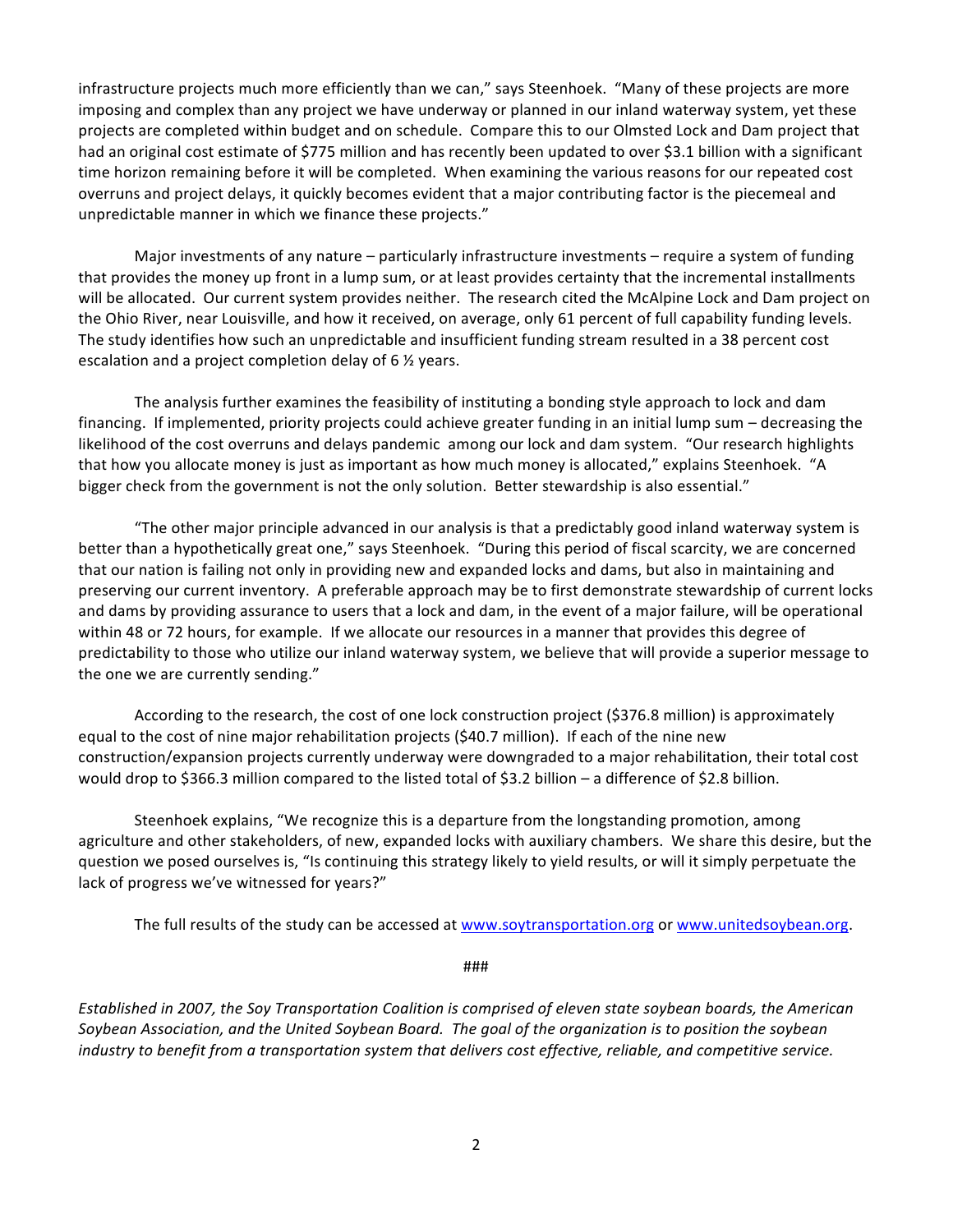infrastructure projects much more efficiently than we can," says Steenhoek. "Many of these projects are more imposing and complex than any project we have underway or planned in our inland waterway system, yet these projects are completed within budget and on schedule. Compare this to our Olmsted Lock and Dam project that had an original cost estimate of $775 million and has recently been updated to over $3.1 billion with a significant time horizon remaining before it will be completed. When examining the various reasons for our repeated cost overruns and project delays, it quickly becomes evident that a major contributing factor is the piecemeal and unpredictable manner in which we finance these projects."

Major investments of any nature – particularly infrastructure investments – require a system of funding that provides the money up front in a lump sum, or at least provides certainty that the incremental installments will be allocated. Our current system provides neither. The research cited the McAlpine Lock and Dam project on the Ohio River, near Louisville, and how it received, on average, only 61 percent of full capability funding levels. The study identifies how such an unpredictable and insufficient funding stream resulted in a 38 percent cost escalation and a project completion delay of 6 ½ years.

The analysis further examines the feasibility of instituting a bonding style approach to lock and dam financing. If implemented, priority projects could achieve greater funding in an initial lump sum – decreasing the likelihood of the cost overruns and delays pandemic among our lock and dam system. "Our research highlights that how you allocate money is just as important as how much money is allocated," explains Steenhoek. "A bigger check from the government is not the only solution. Better stewardship is also essential."

"The other major principle advanced in our analysis is that a predictably good inland waterway system is better than a hypothetically great one," says Steenhoek. "During this period of fiscal scarcity, we are concerned that our nation is failing not only in providing new and expanded locks and dams, but also in maintaining and preserving our current inventory. A preferable approach may be to first demonstrate stewardship of current locks and dams by providing assurance to users that a lock and dam, in the event of a major failure, will be operational within 48 or 72 hours, for example. If we allocate our resources in a manner that provides this degree of predictability to those who utilize our inland waterway system, we believe that will provide a superior message to the one we are currently sending."

According to the research, the cost of one lock construction project ($376.8 million) is approximately equal to the cost of nine major rehabilitation projects ($40.7 million). If each of the nine new construction/expansion projects currently underway were downgraded to a major rehabilitation, their total cost would drop to $366.3 million compared to the listed total of $3.2 billion – a difference of $2.8 billion.

Steenhoek explains, "We recognize this is a departure from the longstanding promotion, among agriculture and other stakeholders, of new, expanded locks with auxiliary chambers. We share this desire, but the question we posed ourselves is, "Is continuing this strategy likely to yield results, or will it simply perpetuate the lack of progress we've witnessed for years?"

The full results of the study can be accessed at www.soytransportation.org or www.unitedsoybean.org.

###

*Established in 2007, the Soy Transportation Coalition is comprised of eleven state soybean boards, the American Soybean Association, and the United Soybean Board. The goal of the organization is to position the soybean industry to benefit from a transportation system that delivers cost effective, reliable, and competitive service.*